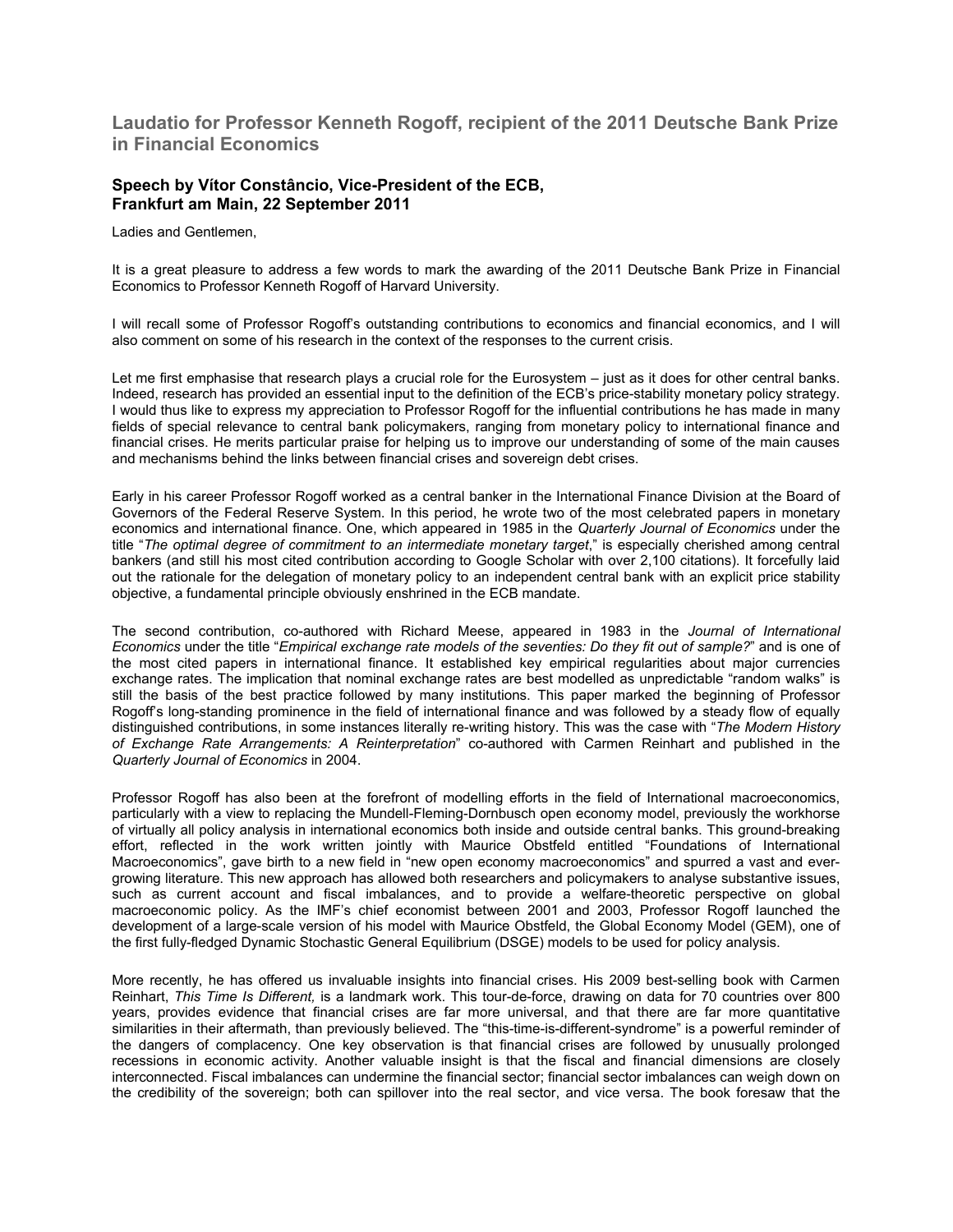# Laudatio for Professor Kenneth Rogoff, recipient of the 2011 Deutsche Bank Prize in Financial Economics

### Speech by Vítor Constâncio, Vice-President of the ECB, Frankfurt am Main, 22 September 2011

Ladies and Gentlemen,

It is a great pleasure to address a few words to mark the awarding of the 2011 Deutsche Bank Prize in Financial Economics to Professor Kenneth Rogoff of Harvard University.

I will recall some of Professor Rogoff's outstanding contributions to economics and financial economics, and I will also comment on some of his research in the context of the responses to the current crisis.

Let me first emphasise that research plays a crucial role for the Eurosystem – just as it does for other central banks. Indeed, research has provided an essential input to the definition of the ECB's price-stability monetary policy strategy. I would thus like to express my appreciation to Professor Rogoff for the influential contributions he has made in many fields of special relevance to central bank policymakers, ranging from monetary policy to international finance and financial crises. He merits particular praise for helping us to improve our understanding of some of the main causes and mechanisms behind the links between financial crises and sovereign debt crises.

Early in his career Professor Rogoff worked as a central banker in the International Finance Division at the Board of Governors of the Federal Reserve System. In this period, he wrote two of the most celebrated papers in monetary economics and international finance. One, which appeared in 1985 in the *Quarterly Journal of Economics* under the title "*The optimal degree of commitment to an intermediate monetary target*," is especially cherished among central bankers (and still his most cited contribution according to Google Scholar with over 2,100 citations). It forcefully laid out the rationale for the delegation of monetary policy to an independent central bank with an explicit price stability objective, a fundamental principle obviously enshrined in the ECB mandate.

The second contribution, co-authored with Richard Meese, appeared in 1983 in the *Journal of International Economics* under the title "*Empirical exchange rate models of the seventies: Do they fit out of sample?*" and is one of the most cited papers in international finance. It established key empirical regularities about major currencies exchange rates. The implication that nominal exchange rates are best modelled as unpredictable "random walks" is still the basis of the best practice followed by many institutions. This paper marked the beginning of Professor Rogoff's long-standing prominence in the field of international finance and was followed by a steady flow of equally distinguished contributions, in some instances literally re-writing history. This was the case with "*The Modern History of Exchange Rate Arrangements: A Reinterpretation*" co-authored with Carmen Reinhart and published in the *Quarterly Journal of Economics* in 2004.

Professor Rogoff has also been at the forefront of modelling efforts in the field of International macroeconomics, particularly with a view to replacing the Mundell-Fleming-Dornbusch open economy model, previously the workhorse of virtually all policy analysis in international economics both inside and outside central banks. This ground-breaking effort, reflected in the work written jointly with Maurice Obstfeld entitled "Foundations of International Macroeconomics", gave birth to a new field in "new open economy macroeconomics" and spurred a vast and ever-growing literature. This new approach has allowed both researchers and policymakers to analyse substantive issues, such as current account and fiscal imbalances, and to provide a welfare-theoretic perspective on global macroeconomic policy. As the IMF's chief economist between 2001 and 2003, Professor Rogoff launched the development of a large-scale version of his model with Maurice Obstfeld, the Global Economy Model (GEM), one of the first fully-fledged Dynamic Stochastic General Equilibrium (DSGE) models to be used for policy analysis.

More recently, he has offered us invaluable insights into financial crises. His 2009 best-selling book with Carmen Reinhart, *This Time Is Different,* is a landmark work. This tour-de-force, drawing on data for 70 countries over 800 years, provides evidence that financial crises are far more universal, and that there are far more quantitative similarities in their aftermath, than previously believed. The "this-time-is-different-syndrome" is a powerful reminder of the dangers of complacency. One key observation is that financial crises are followed by unusually prolonged recessions in economic activity. Another valuable insight is that the fiscal and financial dimensions are closely interconnected. Fiscal imbalances can undermine the financial sector; financial sector imbalances can weigh down on the credibility of the sovereign; both can spillover into the real sector, and vice versa. The book foresaw that the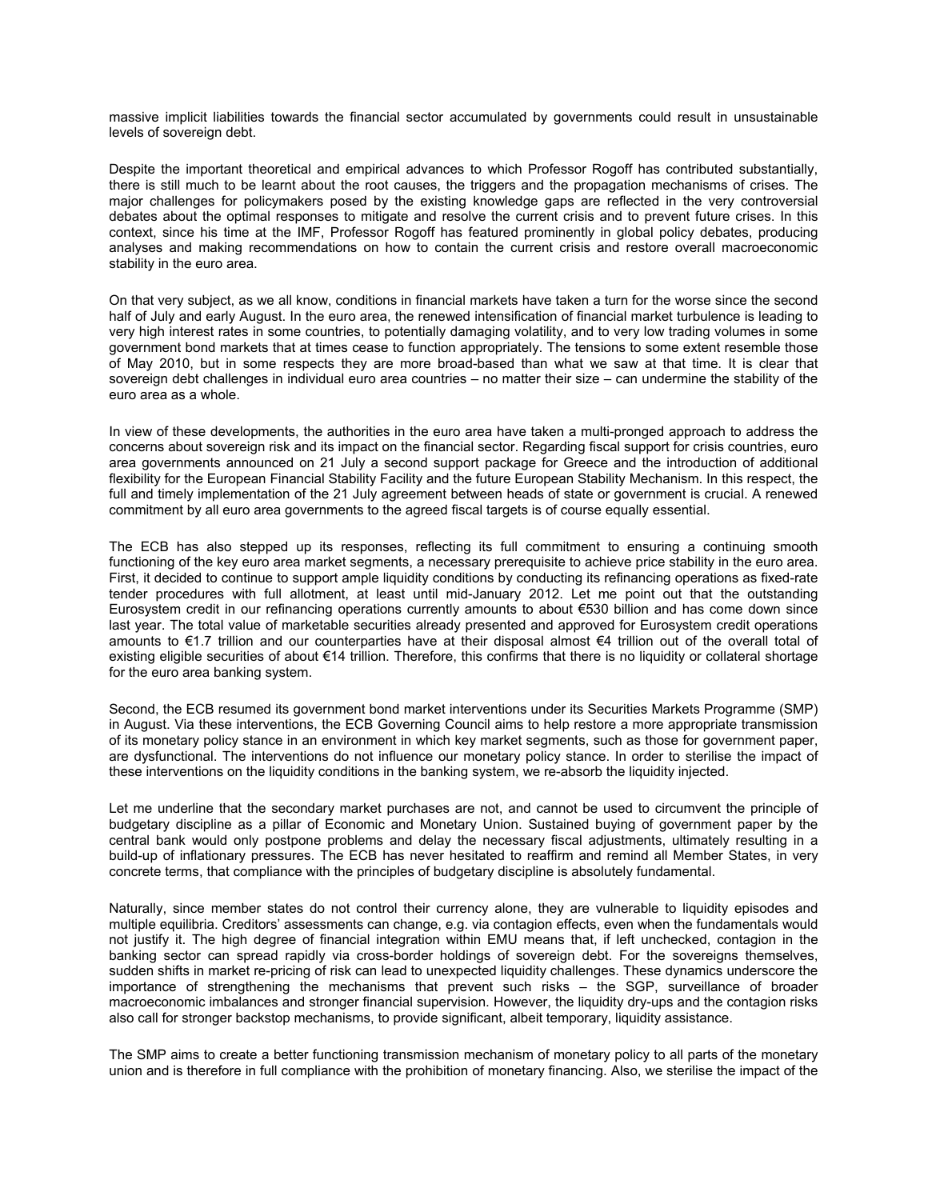massive implicit liabilities towards the financial sector accumulated by governments could result in unsustainable levels of sovereign debt.

Despite the important theoretical and empirical advances to which Professor Rogoff has contributed substantially, there is still much to be learnt about the root causes, the triggers and the propagation mechanisms of crises. The major challenges for policymakers posed by the existing knowledge gaps are reflected in the very controversial debates about the optimal responses to mitigate and resolve the current crisis and to prevent future crises. In this context, since his time at the IMF, Professor Rogoff has featured prominently in global policy debates, producing analyses and making recommendations on how to contain the current crisis and restore overall macroeconomic stability in the euro area.

On that very subject, as we all know, conditions in financial markets have taken a turn for the worse since the second half of July and early August. In the euro area, the renewed intensification of financial market turbulence is leading to very high interest rates in some countries, to potentially damaging volatility, and to very low trading volumes in some government bond markets that at times cease to function appropriately. The tensions to some extent resemble those of May 2010, but in some respects they are more broad-based than what we saw at that time. It is clear that sovereign debt challenges in individual euro area countries – no matter their size – can undermine the stability of the euro area as a whole.

In view of these developments, the authorities in the euro area have taken a multi-pronged approach to address the concerns about sovereign risk and its impact on the financial sector. Regarding fiscal support for crisis countries, euro area governments announced on 21 July a second support package for Greece and the introduction of additional flexibility for the European Financial Stability Facility and the future European Stability Mechanism. In this respect, the full and timely implementation of the 21 July agreement between heads of state or government is crucial. A renewed commitment by all euro area governments to the agreed fiscal targets is of course equally essential.

The ECB has also stepped up its responses, reflecting its full commitment to ensuring a continuing smooth functioning of the key euro area market segments, a necessary prerequisite to achieve price stability in the euro area. First, it decided to continue to support ample liquidity conditions by conducting its refinancing operations as fixed-rate tender procedures with full allotment, at least until mid-January 2012. Let me point out that the outstanding Eurosystem credit in our refinancing operations currently amounts to about €530 billion and has come down since last year. The total value of marketable securities already presented and approved for Eurosystem credit operations amounts to €1.7 trillion and our counterparties have at their disposal almost €4 trillion out of the overall total of existing eligible securities of about €14 trillion. Therefore, this confirms that there is no liquidity or collateral shortage for the euro area banking system.

Second, the ECB resumed its government bond market interventions under its Securities Markets Programme (SMP) in August. Via these interventions, the ECB Governing Council aims to help restore a more appropriate transmission of its monetary policy stance in an environment in which key market segments, such as those for government paper, are dysfunctional. The interventions do not influence our monetary policy stance. In order to sterilise the impact of these interventions on the liquidity conditions in the banking system, we re-absorb the liquidity injected.

Let me underline that the secondary market purchases are not, and cannot be used to circumvent the principle of budgetary discipline as a pillar of Economic and Monetary Union. Sustained buying of government paper by the central bank would only postpone problems and delay the necessary fiscal adjustments, ultimately resulting in a build-up of inflationary pressures. The ECB has never hesitated to reaffirm and remind all Member States, in very concrete terms, that compliance with the principles of budgetary discipline is absolutely fundamental.

Naturally, since member states do not control their currency alone, they are vulnerable to liquidity episodes and multiple equilibria. Creditors' assessments can change, e.g. via contagion effects, even when the fundamentals would not justify it. The high degree of financial integration within EMU means that, if left unchecked, contagion in the banking sector can spread rapidly via cross-border holdings of sovereign debt. For the sovereigns themselves, sudden shifts in market re-pricing of risk can lead to unexpected liquidity challenges. These dynamics underscore the importance of strengthening the mechanisms that prevent such risks – the SGP, surveillance of broader macroeconomic imbalances and stronger financial supervision. However, the liquidity dry-ups and the contagion risks also call for stronger backstop mechanisms, to provide significant, albeit temporary, liquidity assistance.

The SMP aims to create a better functioning transmission mechanism of monetary policy to all parts of the monetary union and is therefore in full compliance with the prohibition of monetary financing. Also, we sterilise the impact of the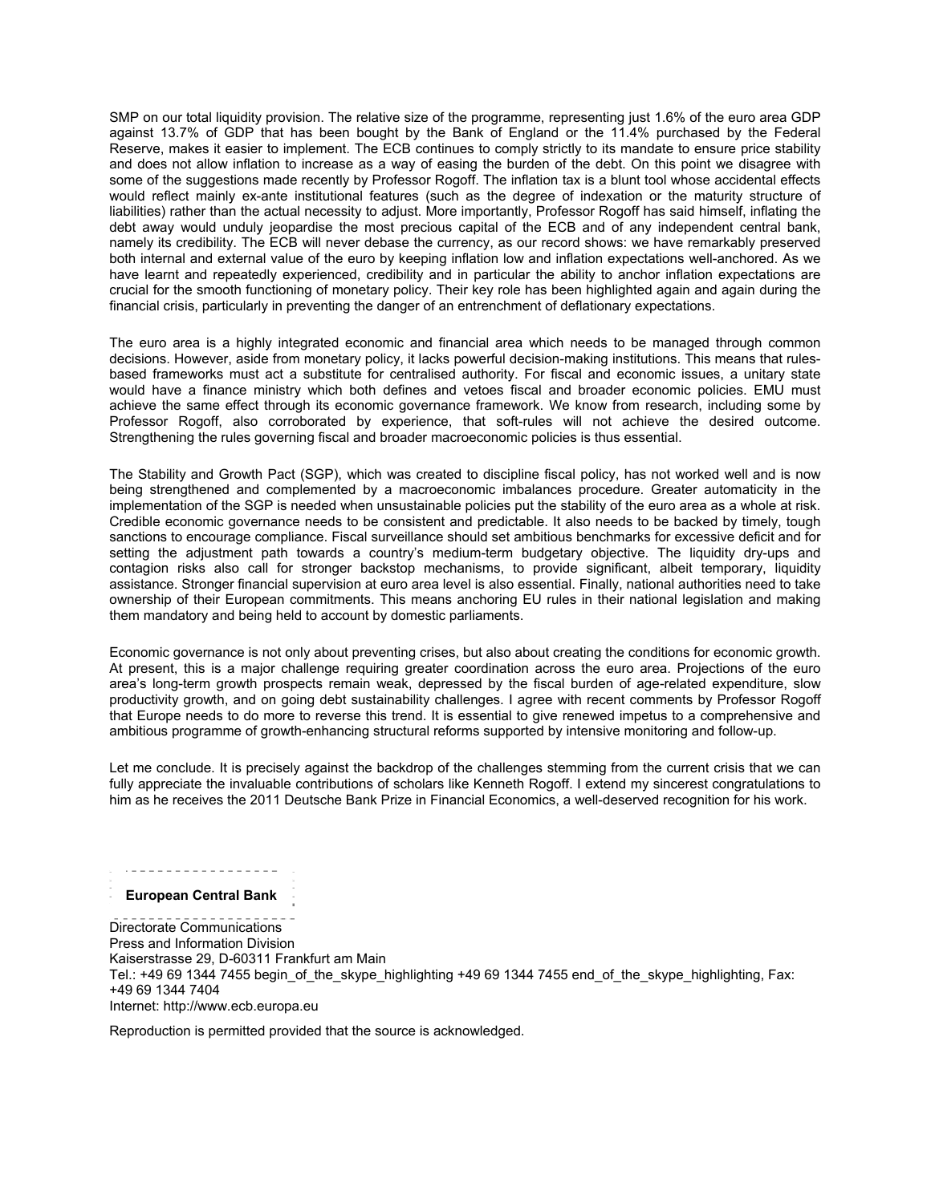SMP on our total liquidity provision. The relative size of the programme, representing just 1.6% of the euro area GDP against 13.7% of GDP that has been bought by the Bank of England or the 11.4% purchased by the Federal Reserve, makes it easier to implement. The ECB continues to comply strictly to its mandate to ensure price stability and does not allow inflation to increase as a way of easing the burden of the debt. On this point we disagree with some of the suggestions made recently by Professor Rogoff. The inflation tax is a blunt tool whose accidental effects would reflect mainly ex-ante institutional features (such as the degree of indexation or the maturity structure of liabilities) rather than the actual necessity to adjust. More importantly, Professor Rogoff has said himself, inflating the debt away would unduly jeopardise the most precious capital of the ECB and of any independent central bank, namely its credibility. The ECB will never debase the currency, as our record shows: we have remarkably preserved both internal and external value of the euro by keeping inflation low and inflation expectations well-anchored. As we have learnt and repeatedly experienced, credibility and in particular the ability to anchor inflation expectations are crucial for the smooth functioning of monetary policy. Their key role has been highlighted again and again during the financial crisis, particularly in preventing the danger of an entrenchment of deflationary expectations.

The euro area is a highly integrated economic and financial area which needs to be managed through common decisions. However, aside from monetary policy, it lacks powerful decision-making institutions. This means that rules-based frameworks must act a substitute for centralised authority. For fiscal and economic issues, a unitary state would have a finance ministry which both defines and vetoes fiscal and broader economic policies. EMU must achieve the same effect through its economic governance framework. We know from research, including some by Professor Rogoff, also corroborated by experience, that soft-rules will not achieve the desired outcome. Strengthening the rules governing fiscal and broader macroeconomic policies is thus essential.

The Stability and Growth Pact (SGP), which was created to discipline fiscal policy, has not worked well and is now being strengthened and complemented by a macroeconomic imbalances procedure. Greater automaticity in the implementation of the SGP is needed when unsustainable policies put the stability of the euro area as a whole at risk. Credible economic governance needs to be consistent and predictable. It also needs to be backed by timely, tough sanctions to encourage compliance. Fiscal surveillance should set ambitious benchmarks for excessive deficit and for setting the adjustment path towards a country's medium-term budgetary objective. The liquidity dry-ups and contagion risks also call for stronger backstop mechanisms, to provide significant, albeit temporary, liquidity assistance. Stronger financial supervision at euro area level is also essential. Finally, national authorities need to take ownership of their European commitments. This means anchoring EU rules in their national legislation and making them mandatory and being held to account by domestic parliaments.

Economic governance is not only about preventing crises, but also about creating the conditions for economic growth. At present, this is a major challenge requiring greater coordination across the euro area. Projections of the euro area's long-term growth prospects remain weak, depressed by the fiscal burden of age-related expenditure, slow productivity growth, and on going debt sustainability challenges. I agree with recent comments by Professor Rogoff that Europe needs to do more to reverse this trend. It is essential to give renewed impetus to a comprehensive and ambitious programme of growth-enhancing structural reforms supported by intensive monitoring and follow-up.

Let me conclude. It is precisely against the backdrop of the challenges stemming from the current crisis that we can fully appreciate the invaluable contributions of scholars like Kenneth Rogoff. I extend my sincerest congratulations to him as he receives the 2011 Deutsche Bank Prize in Financial Economics, a well-deserved recognition for his work.

**European Central Bank**

Directorate Communications
Press and Information Division
Kaiserstrasse 29, D-60311 Frankfurt am Main
Tel.: +49 69 1344 7455 begin_of_the_skype_highlighting +49 69 1344 7455 end_of_the_skype_highlighting, Fax: +49 69 1344 7404
Internet: http://www.ecb.europa.eu

Reproduction is permitted provided that the source is acknowledged.